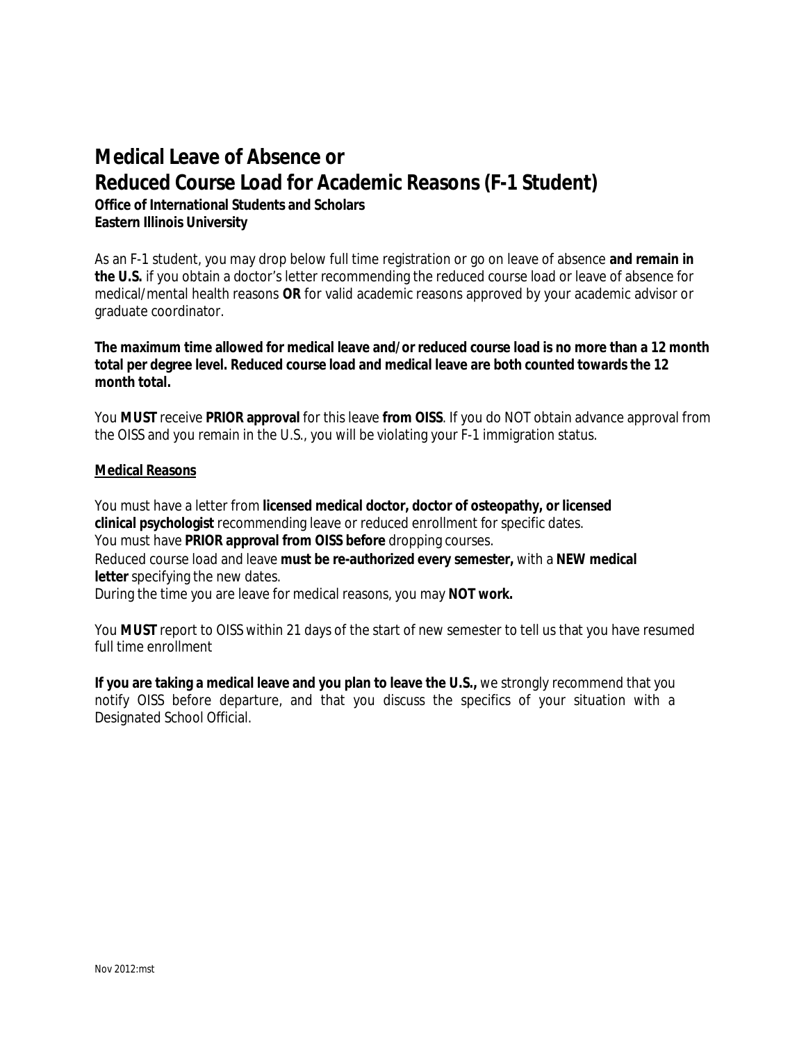# Medical Leave of Absence or Reduced Course Load for Academic Reasons (F-1 Student)

**Office of International Students and Scholars**
**Eastern Illinois University**

As an F-1 student, you may drop below full time registration or go on leave of absence **and remain in the U.S.** if you obtain a doctor's letter recommending the reduced course load or leave of absence for medical/mental health reasons **OR** for valid academic reasons approved by your academic advisor or graduate coordinator.

**The maximum time allowed for medical leave and/or reduced course load is no more than a 12 month total per degree level. Reduced course load and medical leave are both counted towards the 12 month total.**

You **MUST** receive **PRIOR approval** for this leave **from OISS**. If you do NOT obtain advance approval from the OISS and you remain in the U.S., you will be violating your F-1 immigration status.

## Medical Reasons

You must have a letter from **licensed medical doctor, doctor of osteopathy, or licensed clinical psychologist** recommending leave or reduced enrollment for specific dates.
You must have **PRIOR approval from OISS before** dropping courses.
Reduced course load and leave **must be re-authorized every semester,** with a **NEW medical letter** specifying the new dates.
During the time you are leave for medical reasons, you may **NOT work.**

You **MUST** report to OISS within 21 days of the start of new semester to tell us that you have resumed full time enrollment

**If you are taking a medical leave and you plan to leave the U.S.,** we strongly recommend that you notify OISS before departure, and that you discuss the specifics of your situation with a Designated School Official.

Nov 2012:mst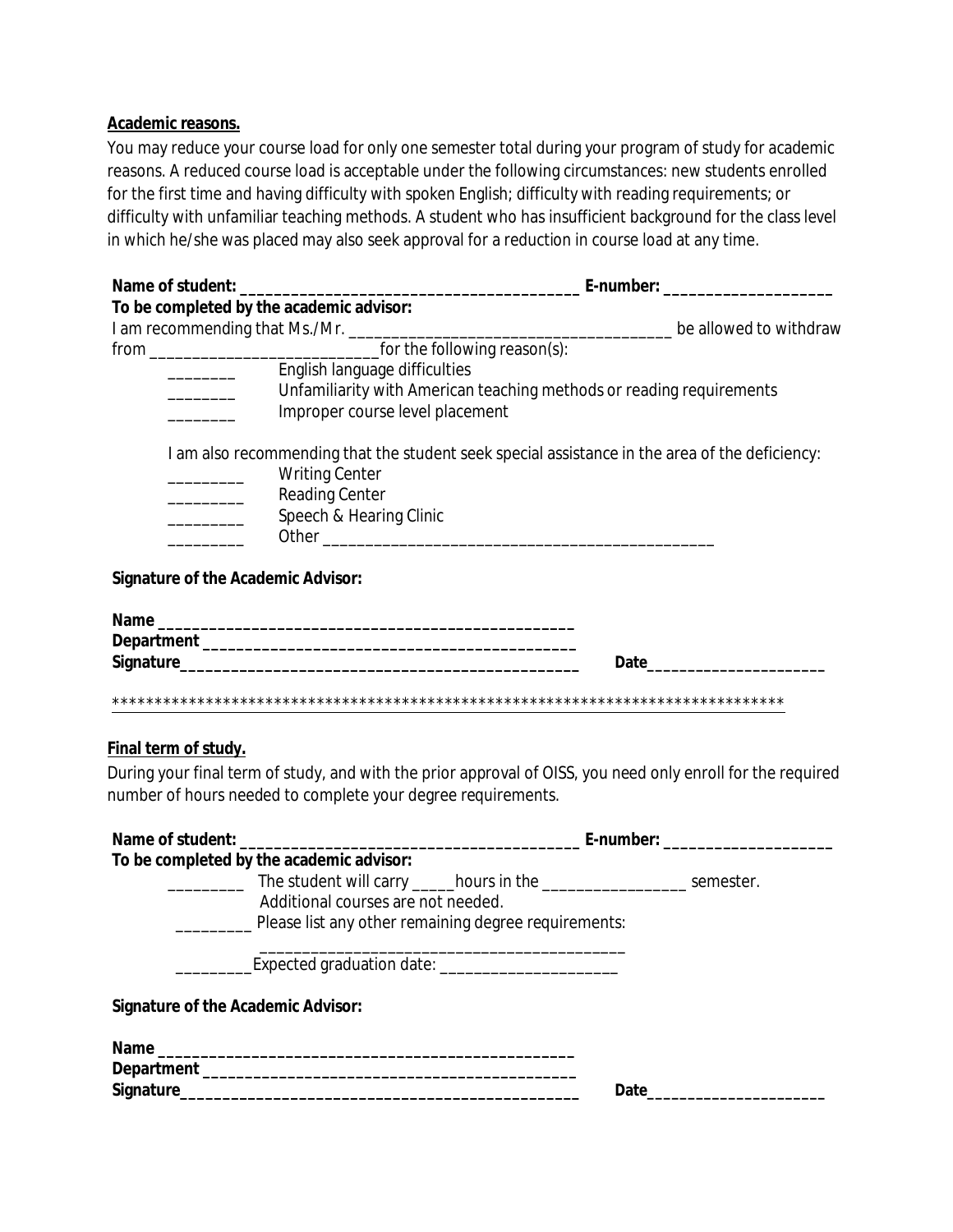**Academic reasons.**

You may reduce your course load for only one semester total during your program of study for academic reasons. A reduced course load is acceptable under the following circumstances: new students enrolled for the first time and having difficulty with spoken English; difficulty with reading requirements; or difficulty with unfamiliar teaching methods. A student who has insufficient background for the class level in which he/she was placed may also seek approval for a reduction in course load at any time.

**Name of student:** _______________________________________ **E-number:** ____________________

**To be completed by the academic advisor:**

I am recommending that Ms./Mr. ______________________________________ be allowed to withdraw from ___________________________for the following reason(s):

________ English language difficulties

________ Unfamiliarity with American teaching methods or reading requirements

________ Improper course level placement

I am also recommending that the student seek special assistance in the area of the deficiency:

_________ Writing Center

_________ Reading Center

_________ Speech & Hearing Clinic

_________ Other _______________________________________________

**Signature of the Academic Advisor:**

**Name** ________________________________________________

**Department** ___________________________________________

**Signature**_______________________________________________ **Date**_____________________

*********************************************************************************

**Final term of study.**

During your final term of study, and with the prior approval of OISS, you need only enroll for the required number of hours needed to complete your degree requirements.

**Name of student:** _______________________________________ **E-number:** ____________________

**To be completed by the academic advisor:**

_________ The student will carry _____hours in the _________________ semester. Additional courses are not needed.

_________ Please list any other remaining degree requirements:

__________________________________________

_________Expected graduation date: _____________________

**Signature of the Academic Advisor:**

**Name** ________________________________________________

**Department** ___________________________________________

**Signature**_______________________________________________ **Date**_____________________